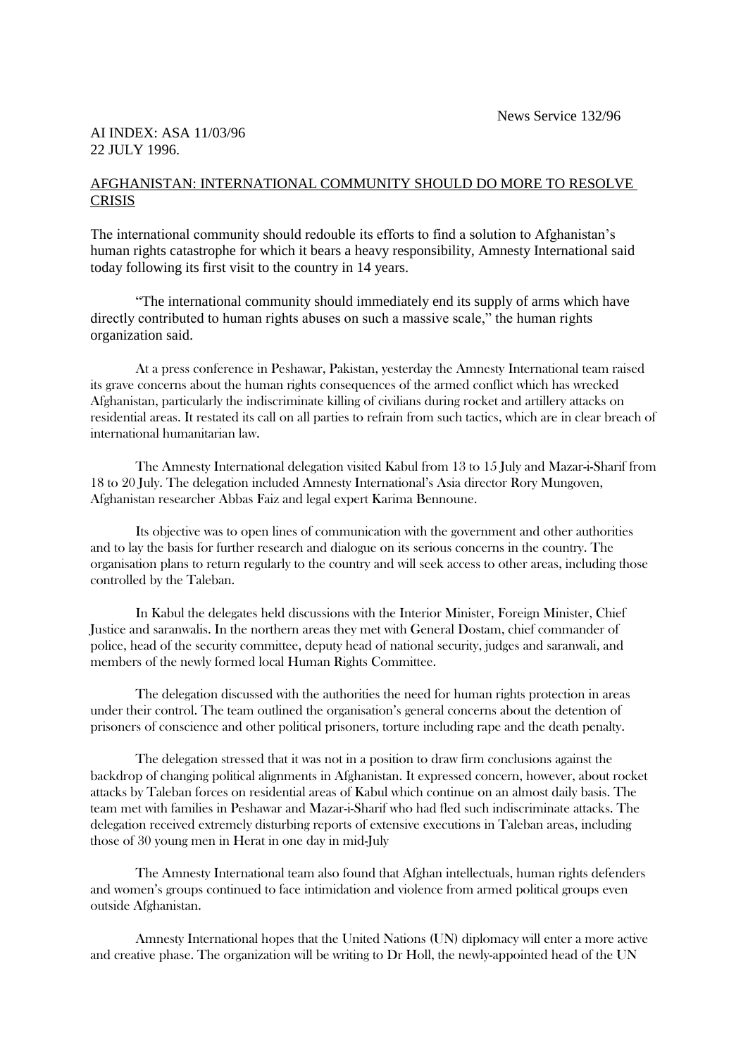News Service 132/96

AI INDEX: ASA 11/03/96
22 JULY 1996.

## AFGHANISTAN: INTERNATIONAL COMMUNITY SHOULD DO MORE TO RESOLVE CRISIS

The international community should redouble its efforts to find a solution to Afghanistan's human rights catastrophe for which it bears a heavy responsibility, Amnesty International said today following its first visit to the country in 14 years.

"The international community should immediately end its supply of arms which have directly contributed to human rights abuses on such a massive scale," the human rights organization said.

At a press conference in Peshawar, Pakistan, yesterday the Amnesty International team raised its grave concerns about the human rights consequences of the armed conflict which has wrecked Afghanistan, particularly the indiscriminate killing of civilians during rocket and artillery attacks on residential areas. It restated its call on all parties to refrain from such tactics, which are in clear breach of international humanitarian law.

The Amnesty International delegation visited Kabul from 13 to 15 July and Mazar-i-Sharif from 18 to 20 July. The delegation included Amnesty International's Asia director Rory Mungoven, Afghanistan researcher Abbas Faiz and legal expert Karima Bennoune.

Its objective was to open lines of communication with the government and other authorities and to lay the basis for further research and dialogue on its serious concerns in the country. The organisation plans to return regularly to the country and will seek access to other areas, including those controlled by the Taleban.

In Kabul the delegates held discussions with the Interior Minister, Foreign Minister, Chief Justice and saranwalis. In the northern areas they met with General Dostam, chief commander of police, head of the security committee, deputy head of national security, judges and saranwali, and members of the newly formed local Human Rights Committee.

The delegation discussed with the authorities the need for human rights protection in areas under their control. The team outlined the organisation's general concerns about the detention of prisoners of conscience and other political prisoners, torture including rape and the death penalty.

The delegation stressed that it was not in a position to draw firm conclusions against the backdrop of changing political alignments in Afghanistan. It expressed concern, however, about rocket attacks by Taleban forces on residential areas of Kabul which continue on an almost daily basis. The team met with families in Peshawar and Mazar-i-Sharif who had fled such indiscriminate attacks. The delegation received extremely disturbing reports of extensive executions in Taleban areas, including those of 30 young men in Herat in one day in mid-July

The Amnesty International team also found that Afghan intellectuals, human rights defenders and women's groups continued to face intimidation and violence from armed political groups even outside Afghanistan.

Amnesty International hopes that the United Nations (UN) diplomacy will enter a more active and creative phase. The organization will be writing to Dr Holl, the newly-appointed head of the UN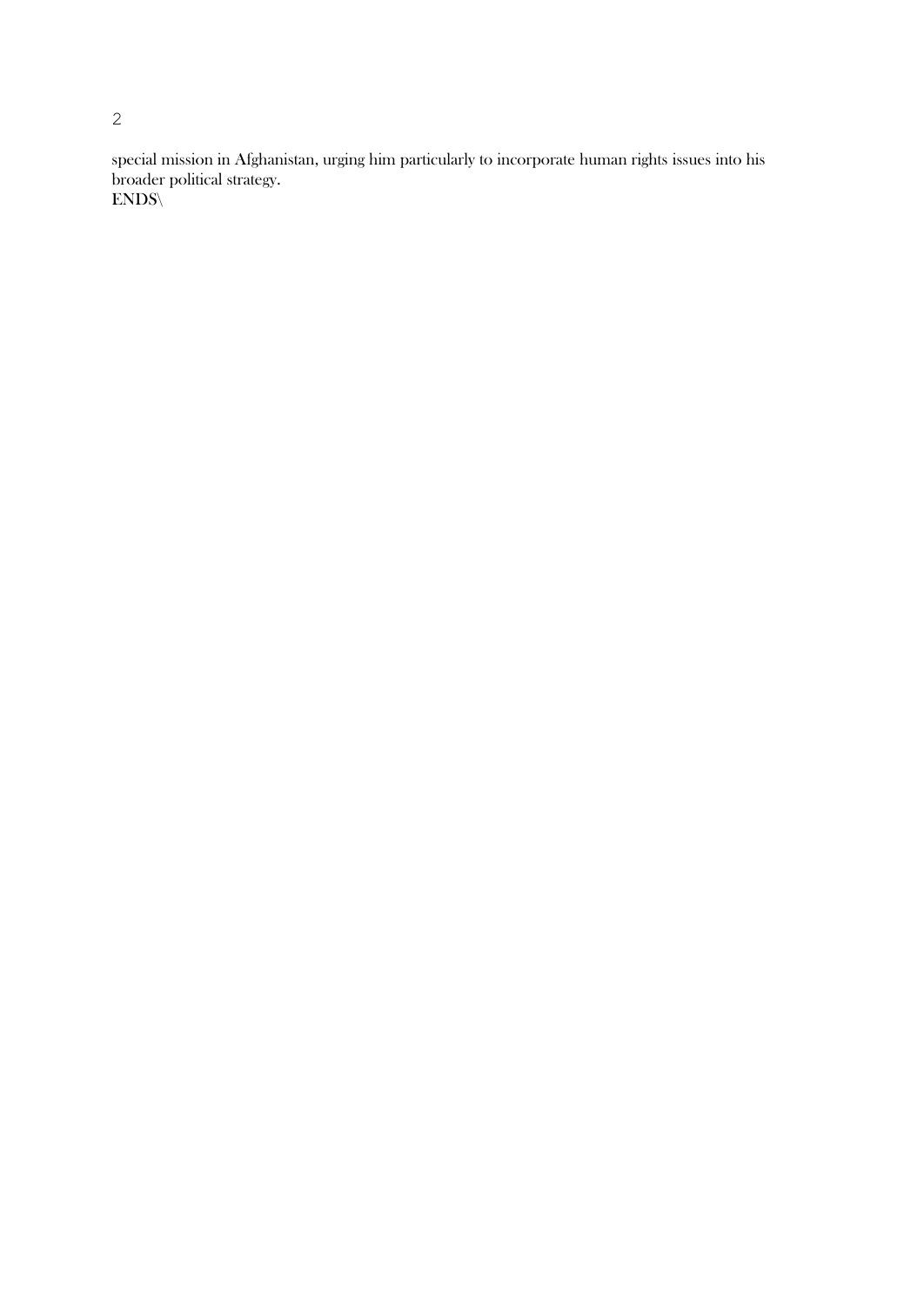special mission in Afghanistan, urging him particularly to incorporate human rights issues into his broader political strategy.

ENDS\